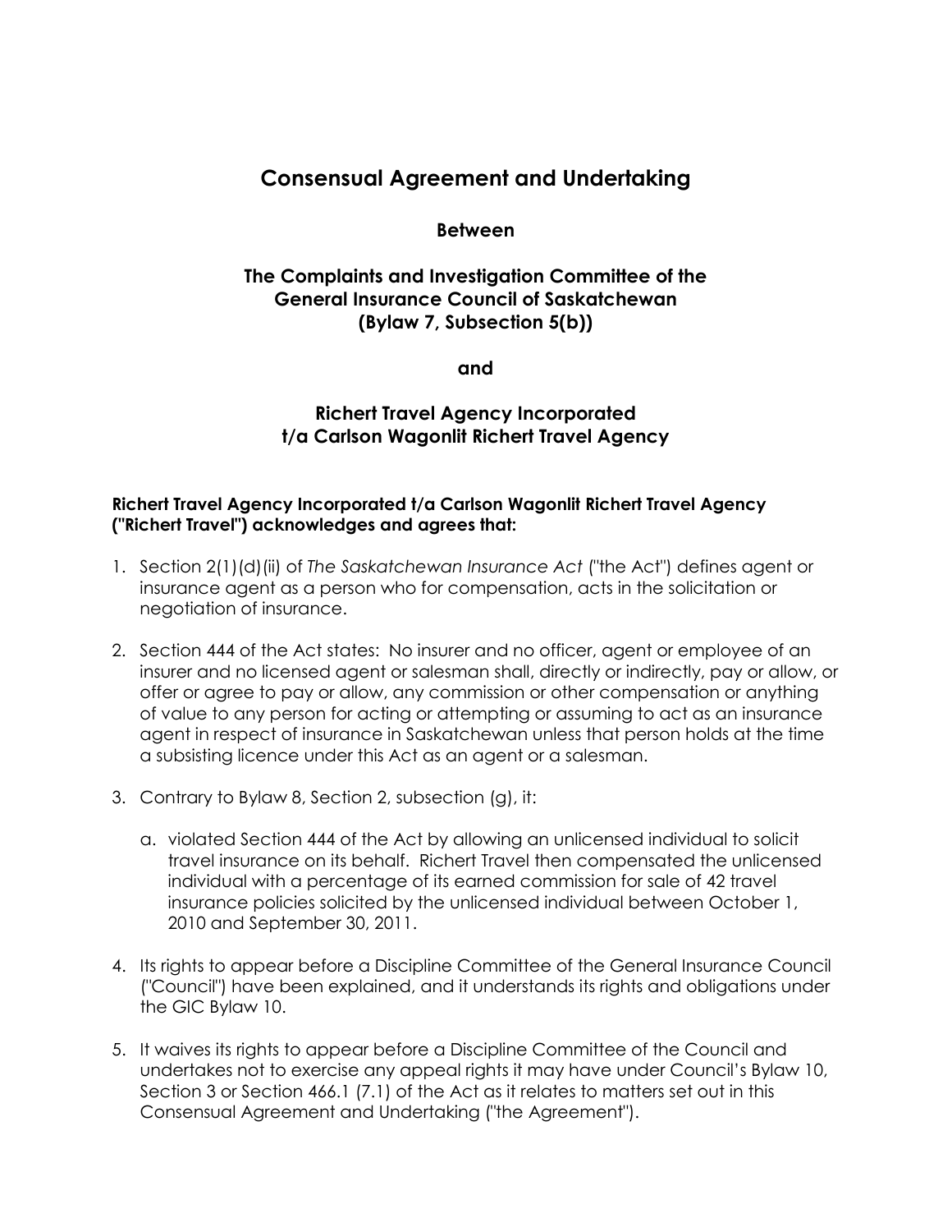# Consensual Agreement and Undertaking

**Between**

**The Complaints and Investigation Committee of the General Insurance Council of Saskatchewan (Bylaw 7, Subsection 5(b))**

**and**

**Richert Travel Agency Incorporated t/a Carlson Wagonlit Richert Travel Agency**

**Richert Travel Agency Incorporated t/a Carlson Wagonlit Richert Travel Agency ("Richert Travel") acknowledges and agrees that:**

1. Section 2(1)(d)(ii) of *The Saskatchewan Insurance Act* ("the Act") defines agent or insurance agent as a person who for compensation, acts in the solicitation or negotiation of insurance.

2. Section 444 of the Act states: No insurer and no officer, agent or employee of an insurer and no licensed agent or salesman shall, directly or indirectly, pay or allow, or offer or agree to pay or allow, any commission or other compensation or anything of value to any person for acting or attempting or assuming to act as an insurance agent in respect of insurance in Saskatchewan unless that person holds at the time a subsisting licence under this Act as an agent or a salesman.

3. Contrary to Bylaw 8, Section 2, subsection (g), it:

   a. violated Section 444 of the Act by allowing an unlicensed individual to solicit travel insurance on its behalf. Richert Travel then compensated the unlicensed individual with a percentage of its earned commission for sale of 42 travel insurance policies solicited by the unlicensed individual between October 1, 2010 and September 30, 2011.

4. Its rights to appear before a Discipline Committee of the General Insurance Council ("Council") have been explained, and it understands its rights and obligations under the GIC Bylaw 10.

5. It waives its rights to appear before a Discipline Committee of the Council and undertakes not to exercise any appeal rights it may have under Council's Bylaw 10, Section 3 or Section 466.1 (7.1) of the Act as it relates to matters set out in this Consensual Agreement and Undertaking ("the Agreement").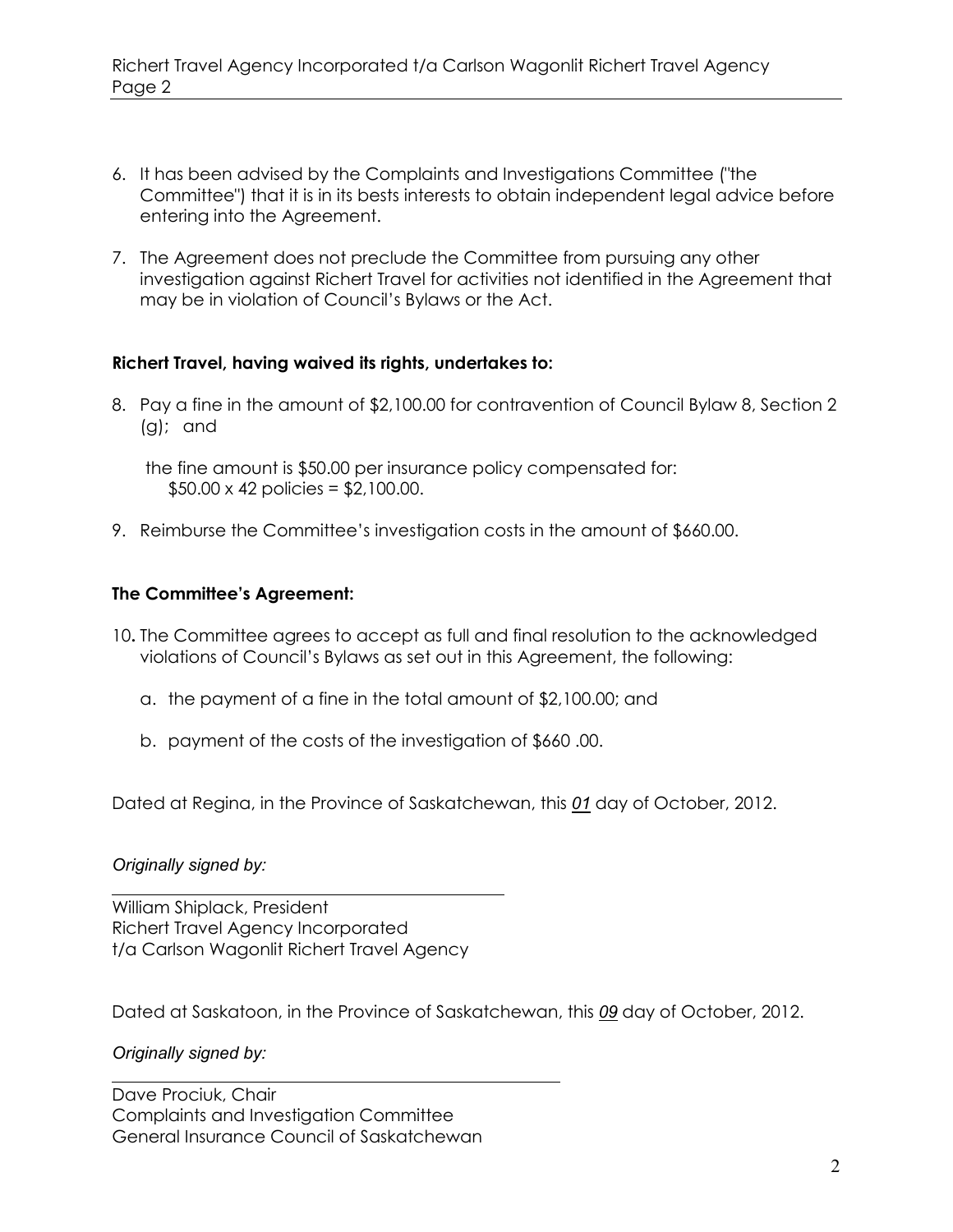6. It has been advised by the Complaints and Investigations Committee ("the Committee") that it is in its bests interests to obtain independent legal advice before entering into the Agreement.

7. The Agreement does not preclude the Committee from pursuing any other investigation against Richert Travel for activities not identified in the Agreement that may be in violation of Council's Bylaws or the Act.

**Richert Travel, having waived its rights, undertakes to:**

8. Pay a fine in the amount of $2,100.00 for contravention of Council Bylaw 8, Section 2 (g); and

   the fine amount is $50.00 per insurance policy compensated for:
   $50.00 x 42 policies = $2,100.00.

9. Reimburse the Committee's investigation costs in the amount of $660.00.

**The Committee's Agreement:**

10. The Committee agrees to accept as full and final resolution to the acknowledged violations of Council's Bylaws as set out in this Agreement, the following:

    a. the payment of a fine in the total amount of $2,100.00; and

    b. payment of the costs of the investigation of $660 .00.

Dated at Regina, in the Province of Saskatchewan, this ***01*** day of October, 2012.

*Originally signed by:*

William Shiplack, President
Richert Travel Agency Incorporated
t/a Carlson Wagonlit Richert Travel Agency

Dated at Saskatoon, in the Province of Saskatchewan, this ***09*** day of October, 2012.

*Originally signed by:*

Dave Prociuk, Chair
Complaints and Investigation Committee
General Insurance Council of Saskatchewan